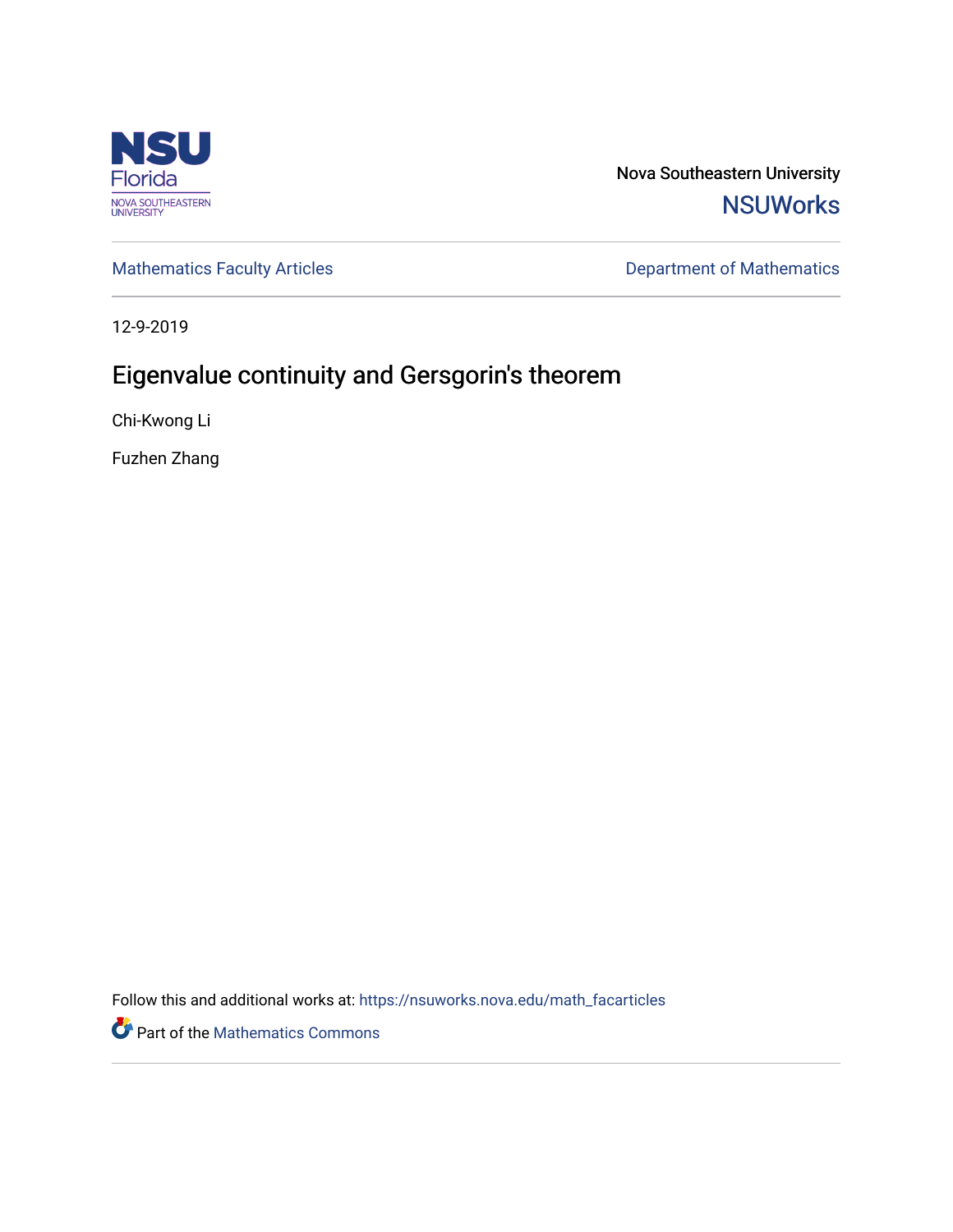Nova Southeastern University

NSUWorks

Mathematics Faculty Articles

Department of Mathematics

12-9-2019

# Eigenvalue continuity and Gersgorin's theorem

Chi-Kwong Li

Fuzhen Zhang

Follow this and additional works at: https://nsuworks.nova.edu/math_facarticles

Part of the Mathematics Commons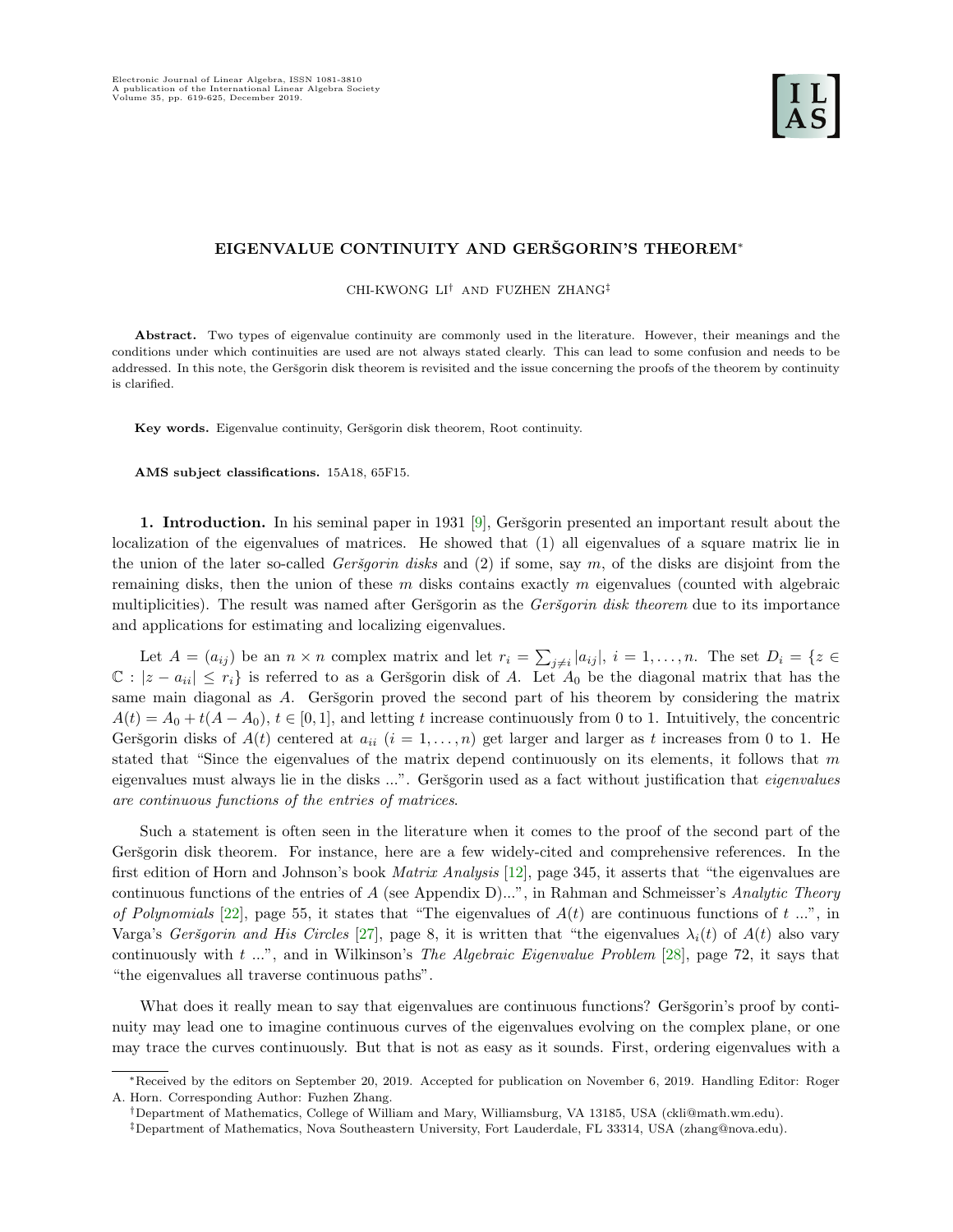# EIGENVALUE CONTINUITY AND GERŠGORIN'S THEOREM*

CHI-KWONG LI† AND FUZHEN ZHANG‡

**Abstract.** Two types of eigenvalue continuity are commonly used in the literature. However, their meanings and the conditions under which continuities are used are not always stated clearly. This can lead to some confusion and needs to be addressed. In this note, the Geršgorin disk theorem is revisited and the issue concerning the proofs of the theorem by continuity is clarified.

**Key words.** Eigenvalue continuity, Geršgorin disk theorem, Root continuity.

**AMS subject classifications.** 15A18, 65F15.

**1. Introduction.** In his seminal paper in 1931 [9], Geršgorin presented an important result about the localization of the eigenvalues of matrices. He showed that (1) all eigenvalues of a square matrix lie in the union of the later so-called *Geršgorin disks* and (2) if some, say $m$, of the disks are disjoint from the remaining disks, then the union of these $m$ disks contains exactly $m$ eigenvalues (counted with algebraic multiplicities). The result was named after Geršgorin as the *Geršgorin disk theorem* due to its importance and applications for estimating and localizing eigenvalues.

Let $A = (a_{ij})$ be an $n \times n$ complex matrix and let $r_i = \sum_{j \neq i} |a_{ij}|$, $i = 1, \ldots, n$. The set $D_i = \{z \in \mathbb{C} : |z - a_{ii}| \leq r_i\}$ is referred to as a Geršgorin disk of $A$. Let $A_0$ be the diagonal matrix that has the same main diagonal as $A$. Geršgorin proved the second part of his theorem by considering the matrix $A(t) = A_0 + t(A - A_0)$, $t \in [0, 1]$, and letting $t$ increase continuously from 0 to 1. Intuitively, the concentric Geršgorin disks of $A(t)$ centered at $a_{ii}$ ($i = 1, \ldots, n$) get larger and larger as $t$ increases from 0 to 1. He stated that "Since the eigenvalues of the matrix depend continuously on its elements, it follows that $m$ eigenvalues must always lie in the disks ...". Geršgorin used as a fact without justification that *eigenvalues are continuous functions of the entries of matrices*.

Such a statement is often seen in the literature when it comes to the proof of the second part of the Geršgorin disk theorem. For instance, here are a few widely-cited and comprehensive references. In the first edition of Horn and Johnson's book *Matrix Analysis* [12], page 345, it asserts that "the eigenvalues are continuous functions of the entries of $A$ (see Appendix D)...", in Rahman and Schmeisser's *Analytic Theory of Polynomials* [22], page 55, it states that "The eigenvalues of $A(t)$ are continuous functions of $t$ ...", in Varga's *Geršgorin and His Circles* [27], page 8, it is written that "the eigenvalues $\lambda_i(t)$ of $A(t)$ also vary continuously with $t$ ...", and in Wilkinson's *The Algebraic Eigenvalue Problem* [28], page 72, it says that "the eigenvalues all traverse continuous paths".

What does it really mean to say that eigenvalues are continuous functions? Geršgorin's proof by continuity may lead one to imagine continuous curves of the eigenvalues evolving on the complex plane, or one may trace the curves continuously. But that is not as easy as it sounds. First, ordering eigenvalues with a

*Received by the editors on September 20, 2019. Accepted for publication on November 6, 2019. Handling Editor: Roger A. Horn. Corresponding Author: Fuzhen Zhang.

†Department of Mathematics, College of William and Mary, Williamsburg, VA 13185, USA (ckli@math.wm.edu).

‡Department of Mathematics, Nova Southeastern University, Fort Lauderdale, FL 33314, USA (zhang@nova.edu).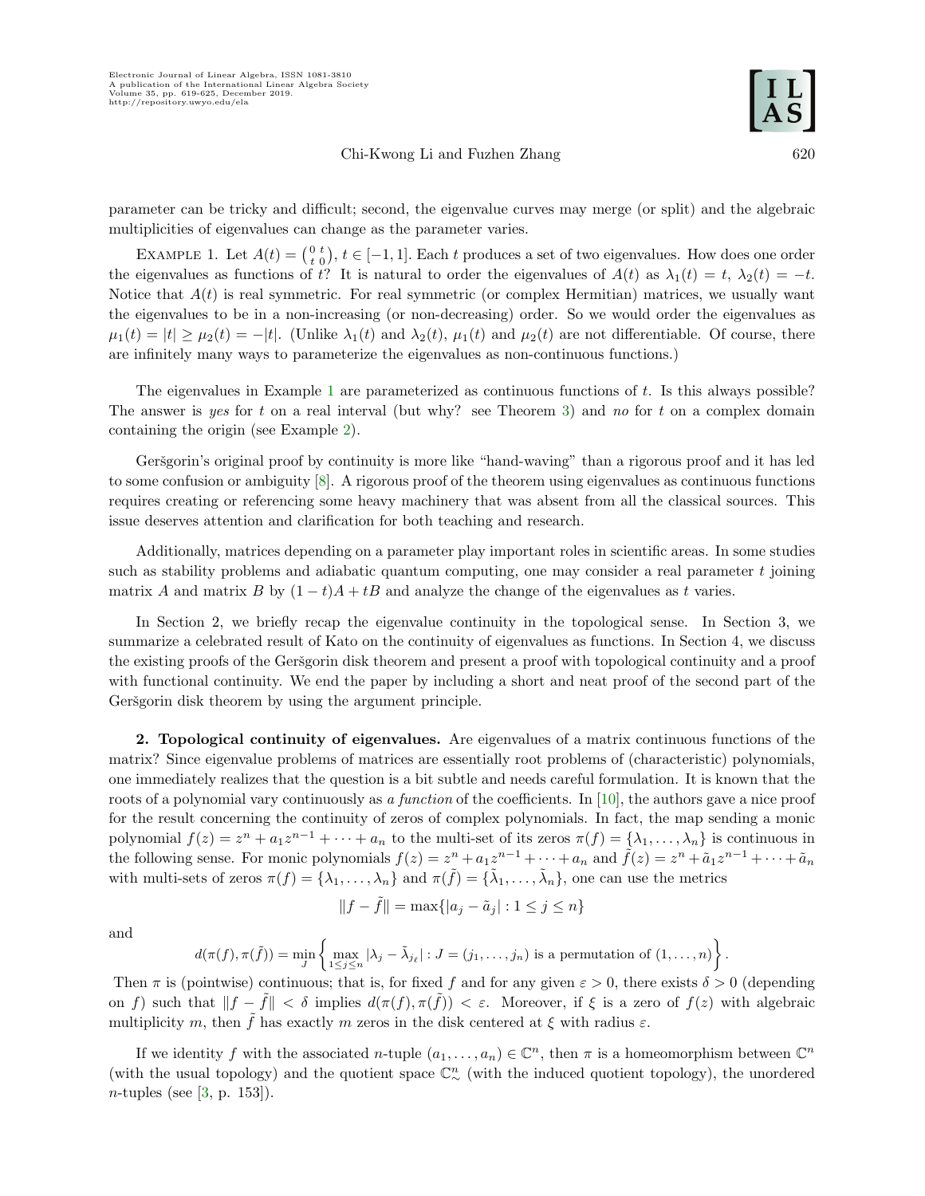parameter can be tricky and difficult; second, the eigenvalue curves may merge (or split) and the algebraic multiplicities of eigenvalues can change as the parameter varies.

Example 1. Let $A(t) = \left(\begin{smallmatrix} 0 & t \\ t & 0 \end{smallmatrix}\right)$, $t \in [-1, 1]$. Each $t$ produces a set of two eigenvalues. How does one order the eigenvalues as functions of $t$? It is natural to order the eigenvalues of $A(t)$ as $\lambda_1(t) = t$, $\lambda_2(t) = -t$. Notice that $A(t)$ is real symmetric. For real symmetric (or complex Hermitian) matrices, we usually want the eigenvalues to be in a non-increasing (or non-decreasing) order. So we would order the eigenvalues as $\mu_1(t) = |t| \geq \mu_2(t) = -|t|$. (Unlike $\lambda_1(t)$ and $\lambda_2(t)$, $\mu_1(t)$ and $\mu_2(t)$ are not differentiable. Of course, there are infinitely many ways to parameterize the eigenvalues as non-continuous functions.)

The eigenvalues in Example 1 are parameterized as continuous functions of $t$. Is this always possible? The answer is *yes* for $t$ on a real interval (but why? see Theorem 3) and *no* for $t$ on a complex domain containing the origin (see Example 2).

Geršgorin's original proof by continuity is more like "hand-waving" than a rigorous proof and it has led to some confusion or ambiguity [8]. A rigorous proof of the theorem using eigenvalues as continuous functions requires creating or referencing some heavy machinery that was absent from all the classical sources. This issue deserves attention and clarification for both teaching and research.

Additionally, matrices depending on a parameter play important roles in scientific areas. In some studies such as stability problems and adiabatic quantum computing, one may consider a real parameter $t$ joining matrix $A$ and matrix $B$ by $(1-t)A + tB$ and analyze the change of the eigenvalues as $t$ varies.

In Section 2, we briefly recap the eigenvalue continuity in the topological sense. In Section 3, we summarize a celebrated result of Kato on the continuity of eigenvalues as functions. In Section 4, we discuss the existing proofs of the Geršgorin disk theorem and present a proof with topological continuity and a proof with functional continuity. We end the paper by including a short and neat proof of the second part of the Geršgorin disk theorem by using the argument principle.

**2. Topological continuity of eigenvalues.** Are eigenvalues of a matrix continuous functions of the matrix? Since eigenvalue problems of matrices are essentially root problems of (characteristic) polynomials, one immediately realizes that the question is a bit subtle and needs careful formulation. It is known that the roots of a polynomial vary continuously as *a function* of the coefficients. In [10], the authors gave a nice proof for the result concerning the continuity of zeros of complex polynomials. In fact, the map sending a monic polynomial $f(z) = z^n + a_1 z^{n-1} + \cdots + a_n$ to the multi-set of its zeros $\pi(f) = \{\lambda_1, \ldots, \lambda_n\}$ is continuous in the following sense. For monic polynomials $f(z) = z^n + a_1 z^{n-1} + \cdots + a_n$ and $\tilde{f}(z) = z^n + \tilde{a}_1 z^{n-1} + \cdots + \tilde{a}_n$ with multi-sets of zeros $\pi(f) = \{\lambda_1, \ldots, \lambda_n\}$ and $\pi(\tilde{f}) = \{\tilde{\lambda}_1, \ldots, \tilde{\lambda}_n\}$, one can use the metrics

$$\|f - \tilde{f}\| = \max\{|a_j - \tilde{a}_j| : 1 \leq j \leq n\}$$

and

$$d(\pi(f), \pi(\tilde{f})) = \min_J \left\{ \max_{1 \leq j \leq n} |\lambda_j - \tilde{\lambda}_{j_\ell}| : J = (j_1, \ldots, j_n) \text{ is a permutation of } (1, \ldots, n) \right\}.$$

Then $\pi$ is (pointwise) continuous; that is, for fixed $f$ and for any given $\varepsilon > 0$, there exists $\delta > 0$ (depending on $f$) such that $\|f - \tilde{f}\| < \delta$ implies $d(\pi(f), \pi(\tilde{f})) < \varepsilon$. Moreover, if $\xi$ is a zero of $f(z)$ with algebraic multiplicity $m$, then $\tilde{f}$ has exactly $m$ zeros in the disk centered at $\xi$ with radius $\varepsilon$.

If we identity $f$ with the associated $n$-tuple $(a_1, \ldots, a_n) \in \mathbb{C}^n$, then $\pi$ is a homeomorphism between $\mathbb{C}^n$ (with the usual topology) and the quotient space $\mathbb{C}^n_\sim$ (with the induced quotient topology), the unordered $n$-tuples (see [3, p. 153]).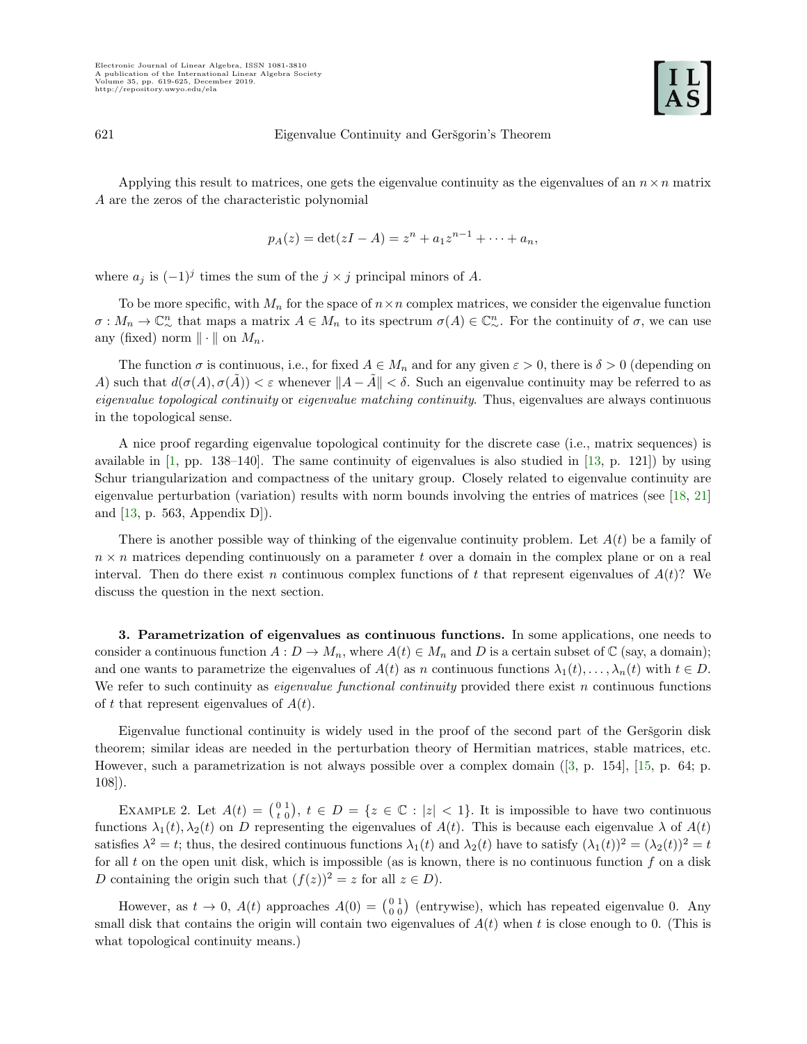Applying this result to matrices, one gets the eigenvalue continuity as the eigenvalues of an $n \times n$ matrix $A$ are the zeros of the characteristic polynomial

$$p_A(z) = \det(zI - A) = z^n + a_1 z^{n-1} + \cdots + a_n,$$

where $a_j$ is $(-1)^j$ times the sum of the $j \times j$ principal minors of $A$.

To be more specific, with $M_n$ for the space of $n \times n$ complex matrices, we consider the eigenvalue function $\sigma : M_n \to \mathbb{C}^n_\sim$ that maps a matrix $A \in M_n$ to its spectrum $\sigma(A) \in \mathbb{C}^n_\sim$. For the continuity of $\sigma$, we can use any (fixed) norm $\|\cdot\|$ on $M_n$.

The function $\sigma$ is continuous, i.e., for fixed $A \in M_n$ and for any given $\varepsilon > 0$, there is $\delta > 0$ (depending on $A$) such that $d(\sigma(A), \sigma(\tilde{A})) < \varepsilon$ whenever $\|A - \tilde{A}\| < \delta$. Such an eigenvalue continuity may be referred to as *eigenvalue topological continuity* or *eigenvalue matching continuity*. Thus, eigenvalues are always continuous in the topological sense.

A nice proof regarding eigenvalue topological continuity for the discrete case (i.e., matrix sequences) is available in [1, pp. 138–140]. The same continuity of eigenvalues is also studied in [13, p. 121]) by using Schur triangularization and compactness of the unitary group. Closely related to eigenvalue continuity are eigenvalue perturbation (variation) results with norm bounds involving the entries of matrices (see [18, 21] and [13, p. 563, Appendix D]).

There is another possible way of thinking of the eigenvalue continuity problem. Let $A(t)$ be a family of $n \times n$ matrices depending continuously on a parameter $t$ over a domain in the complex plane or on a real interval. Then do there exist $n$ continuous complex functions of $t$ that represent eigenvalues of $A(t)$? We discuss the question in the next section.

## 3. Parametrization of eigenvalues as continuous functions.

In some applications, one needs to consider a continuous function $A : D \to M_n$, where $A(t) \in M_n$ and $D$ is a certain subset of $\mathbb{C}$ (say, a domain); and one wants to parametrize the eigenvalues of $A(t)$ as $n$ continuous functions $\lambda_1(t), \ldots, \lambda_n(t)$ with $t \in D$. We refer to such continuity as *eigenvalue functional continuity* provided there exist $n$ continuous functions of $t$ that represent eigenvalues of $A(t)$.

Eigenvalue functional continuity is widely used in the proof of the second part of the Geršgorin disk theorem; similar ideas are needed in the perturbation theory of Hermitian matrices, stable matrices, etc. However, such a parametrization is not always possible over a complex domain ([3, p. 154], [15, p. 64; p. 108]).

Example 2. Let $A(t) = \left(\begin{smallmatrix} 0 & 1 \\ t & 0 \end{smallmatrix}\right)$, $t \in D = \{z \in \mathbb{C} : |z| < 1\}$. It is impossible to have two continuous functions $\lambda_1(t), \lambda_2(t)$ on $D$ representing the eigenvalues of $A(t)$. This is because each eigenvalue $\lambda$ of $A(t)$ satisfies $\lambda^2 = t$; thus, the desired continuous functions $\lambda_1(t)$ and $\lambda_2(t)$ have to satisfy $(\lambda_1(t))^2 = (\lambda_2(t))^2 = t$ for all $t$ on the open unit disk, which is impossible (as is known, there is no continuous function $f$ on a disk $D$ containing the origin such that $(f(z))^2 = z$ for all $z \in D$).

However, as $t \to 0$, $A(t)$ approaches $A(0) = \left(\begin{smallmatrix} 0 & 1 \\ 0 & 0 \end{smallmatrix}\right)$ (entrywise), which has repeated eigenvalue 0. Any small disk that contains the origin will contain two eigenvalues of $A(t)$ when $t$ is close enough to 0. (This is what topological continuity means.)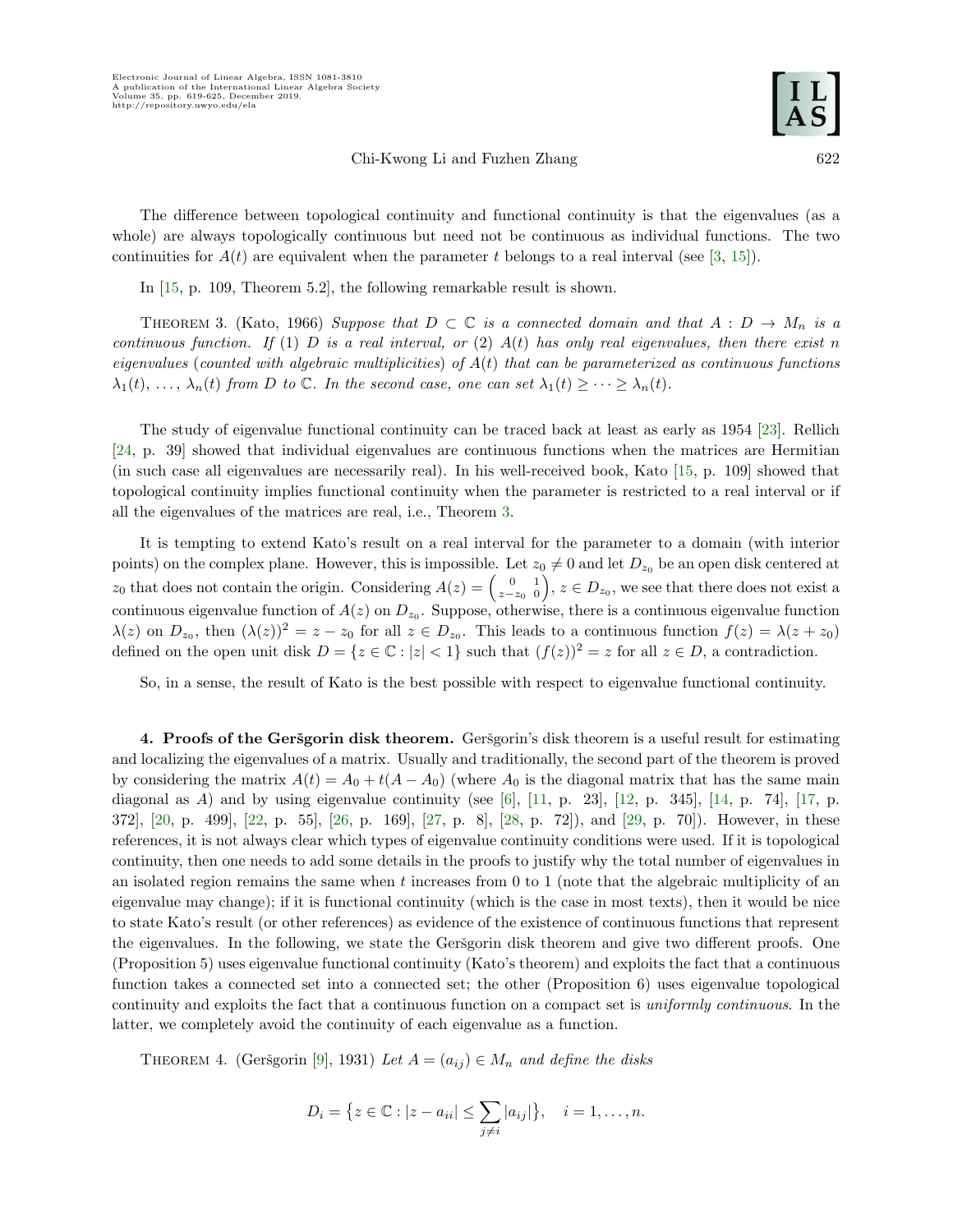The difference between topological continuity and functional continuity is that the eigenvalues (as a whole) are always topologically continuous but need not be continuous as individual functions. The two continuities for $A(t)$ are equivalent when the parameter $t$ belongs to a real interval (see [3, 15]).

In [15, p. 109, Theorem 5.2], the following remarkable result is shown.

THEOREM 3. (Kato, 1966) *Suppose that $D \subset \mathbb{C}$ is a connected domain and that $A : D \to M_n$ is a continuous function. If* (1) *$D$ is a real interval, or* (2) *$A(t)$ has only real eigenvalues, then there exist $n$ eigenvalues* (*counted with algebraic multiplicities*) *of $A(t)$ that can be parameterized as continuous functions $\lambda_1(t), \ldots, \lambda_n(t)$ from $D$ to $\mathbb{C}$. In the second case, one can set $\lambda_1(t) \geq \cdots \geq \lambda_n(t)$.*

The study of eigenvalue functional continuity can be traced back at least as early as 1954 [23]. Rellich [24, p. 39] showed that individual eigenvalues are continuous functions when the matrices are Hermitian (in such case all eigenvalues are necessarily real). In his well-received book, Kato [15, p. 109] showed that topological continuity implies functional continuity when the parameter is restricted to a real interval or if all the eigenvalues of the matrices are real, i.e., Theorem 3.

It is tempting to extend Kato's result on a real interval for the parameter to a domain (with interior points) on the complex plane. However, this is impossible. Let $z_0 \neq 0$ and let $D_{z_0}$ be an open disk centered at $z_0$ that does not contain the origin. Considering $A(z) = \begin{pmatrix} 0 & 1 \\ z-z_0 & 0 \end{pmatrix}$, $z \in D_{z_0}$, we see that there does not exist a continuous eigenvalue function of $A(z)$ on $D_{z_0}$. Suppose, otherwise, there is a continuous eigenvalue function $\lambda(z)$ on $D_{z_0}$, then $(\lambda(z))^2 = z - z_0$ for all $z \in D_{z_0}$. This leads to a continuous function $f(z) = \lambda(z + z_0)$ defined on the open unit disk $D = \{z \in \mathbb{C} : |z| < 1\}$ such that $(f(z))^2 = z$ for all $z \in D$, a contradiction.

So, in a sense, the result of Kato is the best possible with respect to eigenvalue functional continuity.

**4. Proofs of the Geršgorin disk theorem.** Geršgorin's disk theorem is a useful result for estimating and localizing the eigenvalues of a matrix. Usually and traditionally, the second part of the theorem is proved by considering the matrix $A(t) = A_0 + t(A - A_0)$ (where $A_0$ is the diagonal matrix that has the same main diagonal as $A$) and by using eigenvalue continuity (see [6], [11, p. 23], [12, p. 345], [14, p. 74], [17, p. 372], [20, p. 499], [22, p. 55], [26, p. 169], [27, p. 8], [28, p. 72]), and [29, p. 70]). However, in these references, it is not always clear which types of eigenvalue continuity conditions were used. If it is topological continuity, then one needs to add some details in the proofs to justify why the total number of eigenvalues in an isolated region remains the same when $t$ increases from 0 to 1 (note that the algebraic multiplicity of an eigenvalue may change); if it is functional continuity (which is the case in most texts), then it would be nice to state Kato's result (or other references) as evidence of the existence of continuous functions that represent the eigenvalues. In the following, we state the Geršgorin disk theorem and give two different proofs. One (Proposition 5) uses eigenvalue functional continuity (Kato's theorem) and exploits the fact that a continuous function takes a connected set into a connected set; the other (Proposition 6) uses eigenvalue topological continuity and exploits the fact that a continuous function on a compact set is *uniformly continuous*. In the latter, we completely avoid the continuity of each eigenvalue as a function.

THEOREM 4. (Geršgorin [9], 1931) *Let $A = (a_{ij}) \in M_n$ and define the disks*

$$D_i = \{z \in \mathbb{C} : |z - a_{ii}| \leq \sum_{j \neq i} |a_{ij}|\}, \quad i = 1, \ldots, n.$$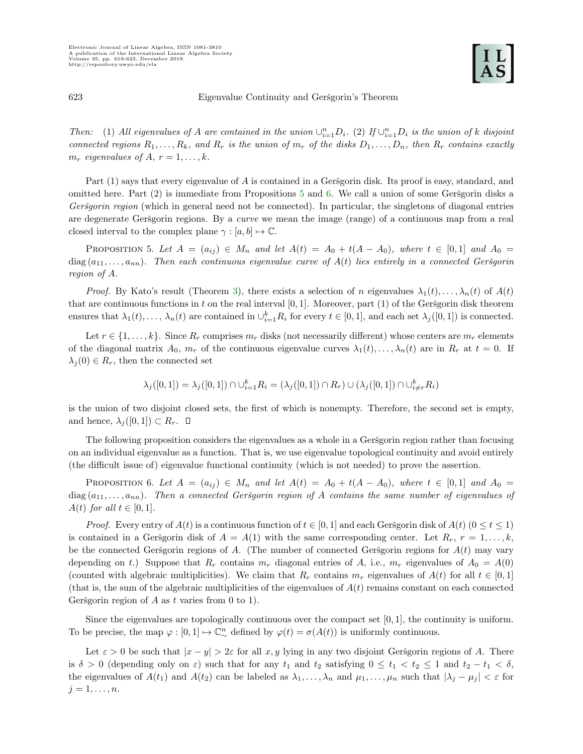*Then:* (1) *All eigenvalues of $A$ are contained in the union $\cup_{i=1}^n D_i$.* (2) *If $\cup_{i=1}^n D_i$ is the union of $k$ disjoint connected regions $R_1, \ldots, R_k$, and $R_r$ is the union of $m_r$ of the disks $D_1, \ldots, D_n$, then $R_r$ contains exactly $m_r$ eigenvalues of $A$, $r = 1, \ldots, k$.*

Part (1) says that every eigenvalue of $A$ is contained in a Geršgorin disk. Its proof is easy, standard, and omitted here. Part (2) is immediate from Propositions 5 and 6. We call a union of some Geršgorin disks a *Geršgorin region* (which in general need not be connected). In particular, the singletons of diagonal entries are degenerate Geršgorin regions. By a *curve* we mean the image (range) of a continuous map from a real closed interval to the complex plane $\gamma : [a, b] \mapsto \mathbb{C}$.

Proposition 5. *Let $A = (a_{ij}) \in M_n$ and let $A(t) = A_0 + t(A - A_0)$, where $t \in [0, 1]$ and $A_0 = \operatorname{diag}(a_{11}, \ldots, a_{nn})$. Then each continuous eigenvalue curve of $A(t)$ lies entirely in a connected Geršgorin region of $A$.*

*Proof.* By Kato's result (Theorem 3), there exists a selection of $n$ eigenvalues $\lambda_1(t), \ldots, \lambda_n(t)$ of $A(t)$ that are continuous functions in $t$ on the real interval $[0, 1]$. Moreover, part (1) of the Geršgorin disk theorem ensures that $\lambda_1(t), \ldots, \lambda_n(t)$ are contained in $\cup_{i=1}^k R_i$ for every $t \in [0, 1]$, and each set $\lambda_j([0, 1])$ is connected.

Let $r \in \{1, \ldots, k\}$. Since $R_r$ comprises $m_r$ disks (not necessarily different) whose centers are $m_r$ elements of the diagonal matrix $A_0$, $m_r$ of the continuous eigenvalue curves $\lambda_1(t), \ldots, \lambda_n(t)$ are in $R_r$ at $t = 0$. If $\lambda_j(0) \in R_r$, then the connected set

$$\lambda_j([0, 1]) = \lambda_j([0, 1]) \cap \cup_{i=1}^k R_i = (\lambda_j([0, 1]) \cap R_r) \cup (\lambda_j([0, 1]) \cap \cup_{i \neq r}^k R_i)$$

is the union of two disjoint closed sets, the first of which is nonempty. Therefore, the second set is empty, and hence, $\lambda_j([0, 1]) \subset R_r$. $\square$

The following proposition considers the eigenvalues as a whole in a Geršgorin region rather than focusing on an individual eigenvalue as a function. That is, we use eigenvalue topological continuity and avoid entirely (the difficult issue of) eigenvalue functional continuity (which is not needed) to prove the assertion.

Proposition 6. *Let $A = (a_{ij}) \in M_n$ and let $A(t) = A_0 + t(A - A_0)$, where $t \in [0, 1]$ and $A_0 = \operatorname{diag}(a_{11}, \ldots, a_{nn})$. Then a connected Geršgorin region of $A$ contains the same number of eigenvalues of $A(t)$ for all $t \in [0, 1]$.*

*Proof.* Every entry of $A(t)$ is a continuous function of $t \in [0, 1]$ and each Geršgorin disk of $A(t)$ $(0 \leq t \leq 1)$ is contained in a Geršgorin disk of $A = A(1)$ with the same corresponding center. Let $R_r$, $r = 1, \ldots, k$, be the connected Geršgorin regions of $A$. (The number of connected Geršgorin regions for $A(t)$ may vary depending on $t$.) Suppose that $R_r$ contains $m_r$ diagonal entries of $A$, i.e., $m_r$ eigenvalues of $A_0 = A(0)$ (counted with algebraic multiplicities). We claim that $R_r$ contains $m_r$ eigenvalues of $A(t)$ for all $t \in [0, 1]$ (that is, the sum of the algebraic multiplicities of the eigenvalues of $A(t)$ remains constant on each connected Geršgorin region of $A$ as $t$ varies from 0 to 1).

Since the eigenvalues are topologically continuous over the compact set $[0, 1]$, the continuity is uniform. To be precise, the map $\varphi : [0, 1] \mapsto \mathbb{C}^n_\sim$ defined by $\varphi(t) = \sigma(A(t))$ is uniformly continuous.

Let $\varepsilon > 0$ be such that $|x - y| > 2\varepsilon$ for all $x, y$ lying in any two disjoint Geršgorin regions of $A$. There is $\delta > 0$ (depending only on $\varepsilon$) such that for any $t_1$ and $t_2$ satisfying $0 \leq t_1 < t_2 \leq 1$ and $t_2 - t_1 < \delta$, the eigenvalues of $A(t_1)$ and $A(t_2)$ can be labeled as $\lambda_1, \ldots, \lambda_n$ and $\mu_1, \ldots, \mu_n$ such that $|\lambda_j - \mu_j| < \varepsilon$ for $j = 1, \ldots, n$.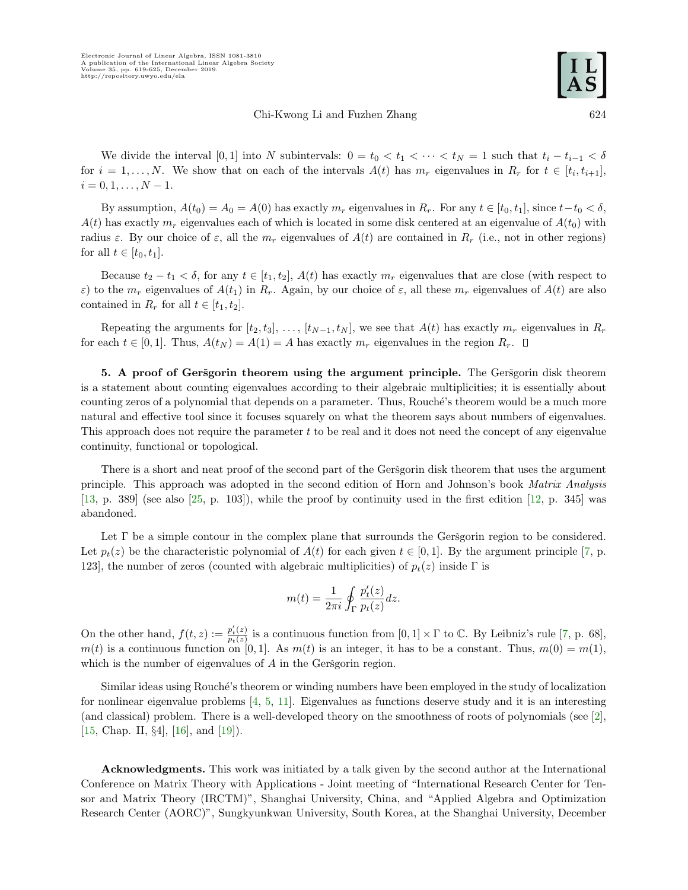We divide the interval $[0,1]$ into $N$ subintervals: $0 = t_0 < t_1 < \cdots < t_N = 1$ such that $t_i - t_{i-1} < \delta$ for $i = 1, \dots, N$. We show that on each of the intervals $A(t)$ has $m_r$ eigenvalues in $R_r$ for $t \in [t_i, t_{i+1}]$, $i = 0, 1, \dots, N-1$.

By assumption, $A(t_0) = A_0 = A(0)$ has exactly $m_r$ eigenvalues in $R_r$. For any $t \in [t_0, t_1]$, since $t - t_0 < \delta$, $A(t)$ has exactly $m_r$ eigenvalues each of which is located in some disk centered at an eigenvalue of $A(t_0)$ with radius $\varepsilon$. By our choice of $\varepsilon$, all the $m_r$ eigenvalues of $A(t)$ are contained in $R_r$ (i.e., not in other regions) for all $t \in [t_0, t_1]$.

Because $t_2 - t_1 < \delta$, for any $t \in [t_1, t_2]$, $A(t)$ has exactly $m_r$ eigenvalues that are close (with respect to $\varepsilon$) to the $m_r$ eigenvalues of $A(t_1)$ in $R_r$. Again, by our choice of $\varepsilon$, all these $m_r$ eigenvalues of $A(t)$ are also contained in $R_r$ for all $t \in [t_1, t_2]$.

Repeating the arguments for $[t_2, t_3], \dots, [t_{N-1}, t_N]$, we see that $A(t)$ has exactly $m_r$ eigenvalues in $R_r$ for each $t \in [0,1]$. Thus, $A(t_N) = A(1) = A$ has exactly $m_r$ eigenvalues in the region $R_r$. $\square$

**5. A proof of Geršgorin theorem using the argument principle.** The Geršgorin disk theorem is a statement about counting eigenvalues according to their algebraic multiplicities; it is essentially about counting zeros of a polynomial that depends on a parameter. Thus, Rouché's theorem would be a much more natural and effective tool since it focuses squarely on what the theorem says about numbers of eigenvalues. This approach does not require the parameter $t$ to be real and it does not need the concept of any eigenvalue continuity, functional or topological.

There is a short and neat proof of the second part of the Geršgorin disk theorem that uses the argument principle. This approach was adopted in the second edition of Horn and Johnson's book *Matrix Analysis* [13, p. 389] (see also [25, p. 103]), while the proof by continuity used in the first edition [12, p. 345] was abandoned.

Let $\Gamma$ be a simple contour in the complex plane that surrounds the Geršgorin region to be considered. Let $p_t(z)$ be the characteristic polynomial of $A(t)$ for each given $t \in [0,1]$. By the argument principle [7, p. 123], the number of zeros (counted with algebraic multiplicities) of $p_t(z)$ inside $\Gamma$ is

$$m(t) = \frac{1}{2\pi i} \oint_\Gamma \frac{p_t'(z)}{p_t(z)} dz.$$

On the other hand, $f(t,z) := \frac{p_t'(z)}{p_t(z)}$ is a continuous function from $[0,1] \times \Gamma$ to $\mathbb{C}$. By Leibniz's rule [7, p. 68], $m(t)$ is a continuous function on $[0,1]$. As $m(t)$ is an integer, it has to be a constant. Thus, $m(0) = m(1)$, which is the number of eigenvalues of $A$ in the Geršgorin region.

Similar ideas using Rouché's theorem or winding numbers have been employed in the study of localization for nonlinear eigenvalue problems [4, 5, 11]. Eigenvalues as functions deserve study and it is an interesting (and classical) problem. There is a well-developed theory on the smoothness of roots of polynomials (see [2], [15, Chap. II, §4], [16], and [19]).

**Acknowledgments.** This work was initiated by a talk given by the second author at the International Conference on Matrix Theory with Applications - Joint meeting of "International Research Center for Tensor and Matrix Theory (IRCTM)", Shanghai University, China, and "Applied Algebra and Optimization Research Center (AORC)", Sungkyunkwan University, South Korea, at the Shanghai University, December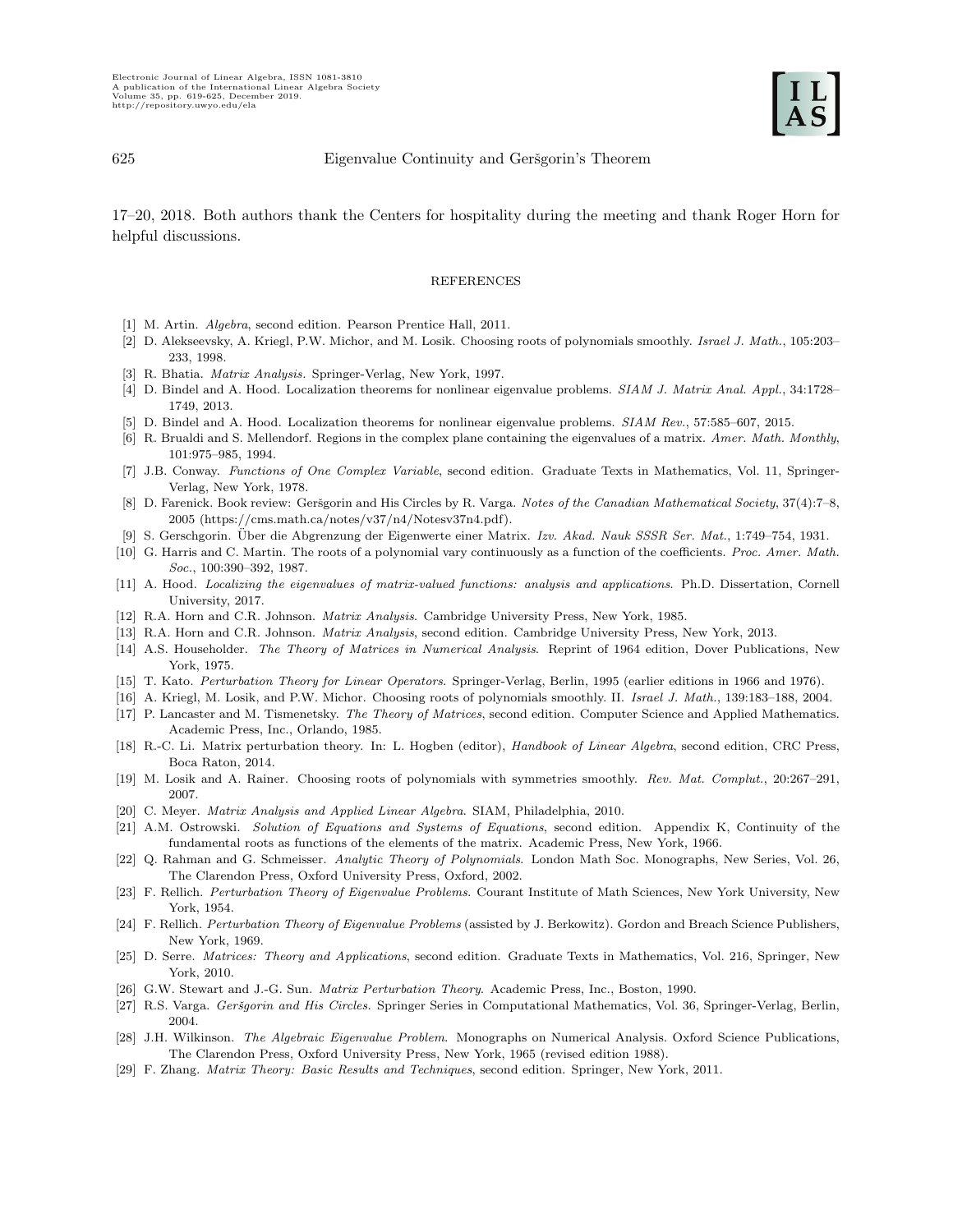17–20, 2018. Both authors thank the Centers for hospitality during the meeting and thank Roger Horn for helpful discussions.

## REFERENCES

[1] M. Artin. *Algebra*, second edition. Pearson Prentice Hall, 2011.

[2] D. Alekseevsky, A. Kriegl, P.W. Michor, and M. Losik. Choosing roots of polynomials smoothly. *Israel J. Math.*, 105:203–233, 1998.

[3] R. Bhatia. *Matrix Analysis*. Springer-Verlag, New York, 1997.

[4] D. Bindel and A. Hood. Localization theorems for nonlinear eigenvalue problems. *SIAM J. Matrix Anal. Appl.*, 34:1728–1749, 2013.

[5] D. Bindel and A. Hood. Localization theorems for nonlinear eigenvalue problems. *SIAM Rev.*, 57:585–607, 2015.

[6] R. Brualdi and S. Mellendorf. Regions in the complex plane containing the eigenvalues of a matrix. *Amer. Math. Monthly*, 101:975–985, 1994.

[7] J.B. Conway. *Functions of One Complex Variable*, second edition. Graduate Texts in Mathematics, Vol. 11, Springer-Verlag, New York, 1978.

[8] D. Farenick. Book review: Geršgorin and His Circles by R. Varga. *Notes of the Canadian Mathematical Society*, 37(4):7–8, 2005 (https://cms.math.ca/notes/v37/n4/Notesv37n4.pdf).

[9] S. Gerschgorin. Über die Abgrenzung der Eigenwerte einer Matrix. *Izv. Akad. Nauk SSSR Ser. Mat.*, 1:749–754, 1931.

[10] G. Harris and C. Martin. The roots of a polynomial vary continuously as a function of the coefficients. *Proc. Amer. Math. Soc.*, 100:390–392, 1987.

[11] A. Hood. *Localizing the eigenvalues of matrix-valued functions: analysis and applications*. Ph.D. Dissertation, Cornell University, 2017.

[12] R.A. Horn and C.R. Johnson. *Matrix Analysis*. Cambridge University Press, New York, 1985.

[13] R.A. Horn and C.R. Johnson. *Matrix Analysis*, second edition. Cambridge University Press, New York, 2013.

[14] A.S. Householder. *The Theory of Matrices in Numerical Analysis*. Reprint of 1964 edition, Dover Publications, New York, 1975.

[15] T. Kato. *Perturbation Theory for Linear Operators*. Springer-Verlag, Berlin, 1995 (earlier editions in 1966 and 1976).

[16] A. Kriegl, M. Losik, and P.W. Michor. Choosing roots of polynomials smoothly. II. *Israel J. Math.*, 139:183–188, 2004.

[17] P. Lancaster and M. Tismenetsky. *The Theory of Matrices*, second edition. Computer Science and Applied Mathematics. Academic Press, Inc., Orlando, 1985.

[18] R.-C. Li. Matrix perturbation theory. In: L. Hogben (editor), *Handbook of Linear Algebra*, second edition, CRC Press, Boca Raton, 2014.

[19] M. Losik and A. Rainer. Choosing roots of polynomials with symmetries smoothly. *Rev. Mat. Complut.*, 20:267–291, 2007.

[20] C. Meyer. *Matrix Analysis and Applied Linear Algebra*. SIAM, Philadelphia, 2010.

[21] A.M. Ostrowski. *Solution of Equations and Systems of Equations*, second edition. Appendix K, Continuity of the fundamental roots as functions of the elements of the matrix. Academic Press, New York, 1966.

[22] Q. Rahman and G. Schmeisser. *Analytic Theory of Polynomials*. London Math Soc. Monographs, New Series, Vol. 26, The Clarendon Press, Oxford University Press, Oxford, 2002.

[23] F. Rellich. *Perturbation Theory of Eigenvalue Problems*. Courant Institute of Math Sciences, New York University, New York, 1954.

[24] F. Rellich. *Perturbation Theory of Eigenvalue Problems* (assisted by J. Berkowitz). Gordon and Breach Science Publishers, New York, 1969.

[25] D. Serre. *Matrices: Theory and Applications*, second edition. Graduate Texts in Mathematics, Vol. 216, Springer, New York, 2010.

[26] G.W. Stewart and J.-G. Sun. *Matrix Perturbation Theory*. Academic Press, Inc., Boston, 1990.

[27] R.S. Varga. *Geršgorin and His Circles*. Springer Series in Computational Mathematics, Vol. 36, Springer-Verlag, Berlin, 2004.

[28] J.H. Wilkinson. *The Algebraic Eigenvalue Problem*. Monographs on Numerical Analysis. Oxford Science Publications, The Clarendon Press, Oxford University Press, New York, 1965 (revised edition 1988).

[29] F. Zhang. *Matrix Theory: Basic Results and Techniques*, second edition. Springer, New York, 2011.